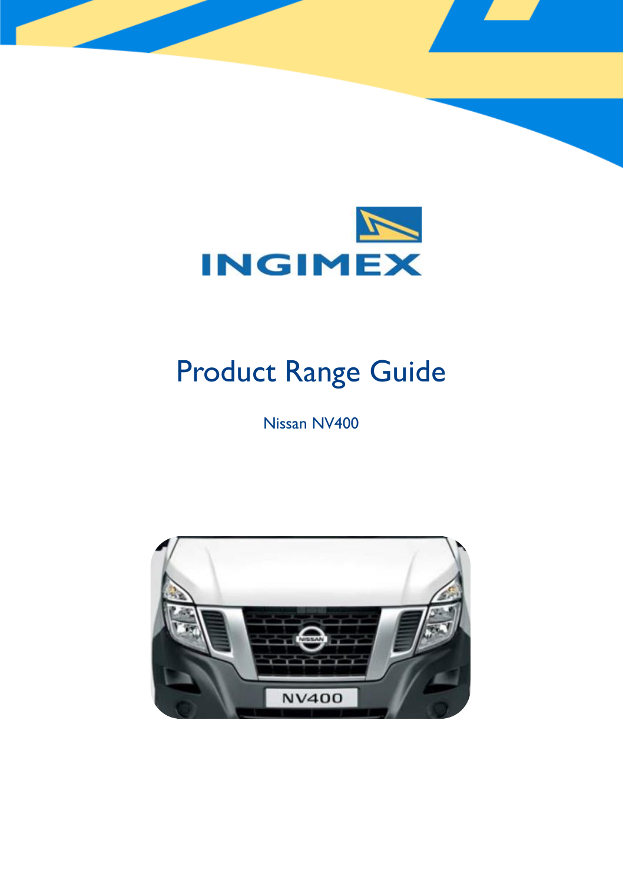INGIMEX

# Product Range Guide

Nissan NV400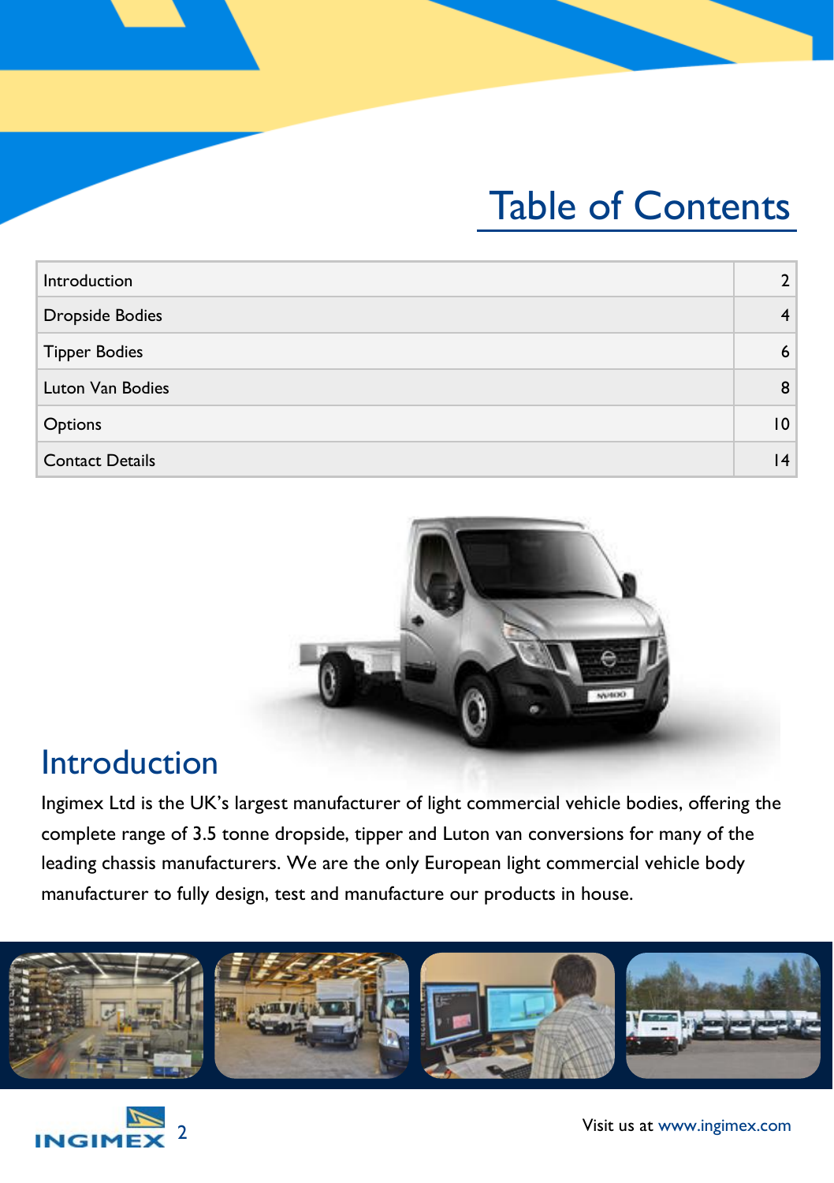# Table of Contents

| | |
|---|---|
| Introduction | 2 |
| Dropside Bodies | 4 |
| Tipper Bodies | 6 |
| Luton Van Bodies | 8 |
| Options | 10 |
| Contact Details | 14 |

## Introduction

Ingimex Ltd is the UK's largest manufacturer of light commercial vehicle bodies, offering the complete range of 3.5 tonne dropside, tipper and Luton van conversions for many of the leading chassis manufacturers. We are the only European light commercial vehicle body manufacturer to fully design, test and manufacture our products in house.

Visit us at www.ingimex.com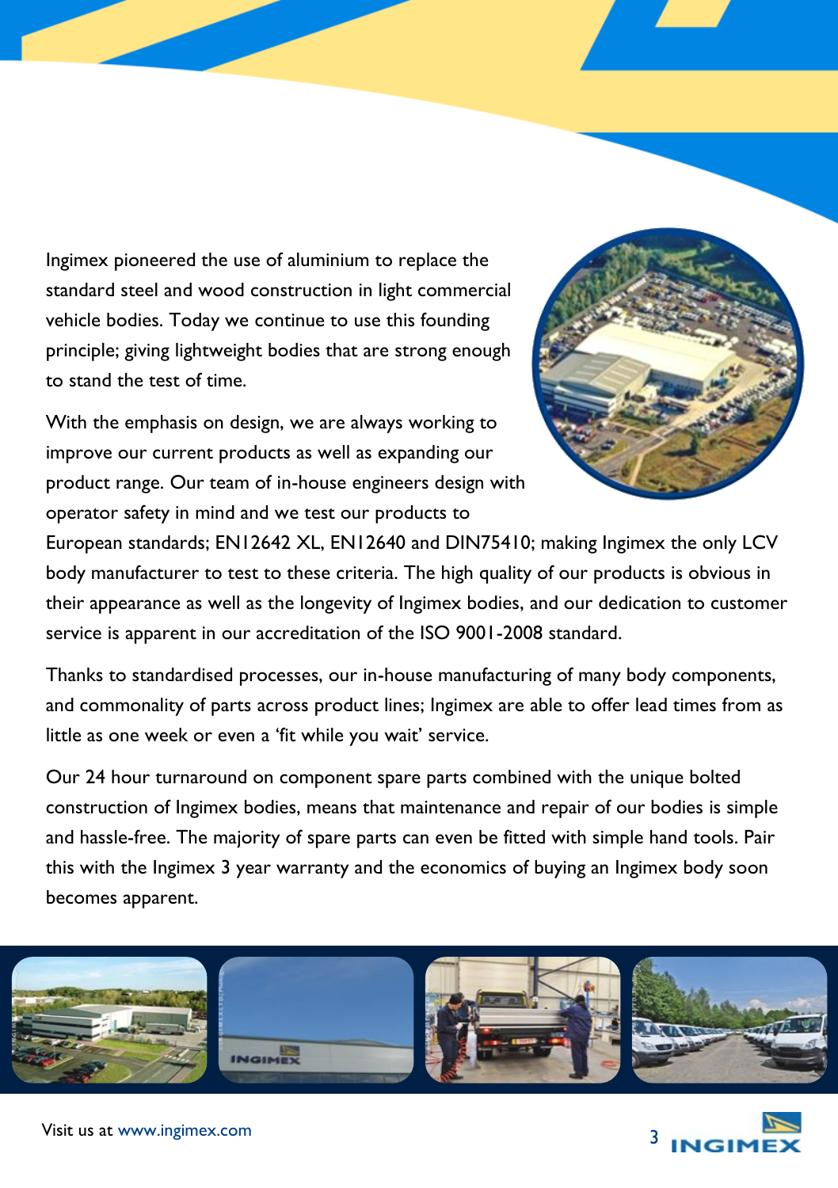Ingimex pioneered the use of aluminium to replace the standard steel and wood construction in light commercial vehicle bodies. Today we continue to use this founding principle; giving lightweight bodies that are strong enough to stand the test of time.

With the emphasis on design, we are always working to improve our current products as well as expanding our product range. Our team of in-house engineers design with operator safety in mind and we test our products to European standards; EN12642 XL, EN12640 and DIN75410; making Ingimex the only LCV body manufacturer to test to these criteria. The high quality of our products is obvious in their appearance as well as the longevity of Ingimex bodies, and our dedication to customer service is apparent in our accreditation of the ISO 9001-2008 standard.

Thanks to standardised processes, our in-house manufacturing of many body components, and commonality of parts across product lines; Ingimex are able to offer lead times from as little as one week or even a 'fit while you wait' service.

Our 24 hour turnaround on component spare parts combined with the unique bolted construction of Ingimex bodies, means that maintenance and repair of our bodies is simple and hassle-free. The majority of spare parts can even be fitted with simple hand tools. Pair this with the Ingimex 3 year warranty and the economics of buying an Ingimex body soon becomes apparent.

Visit us at www.ingimex.com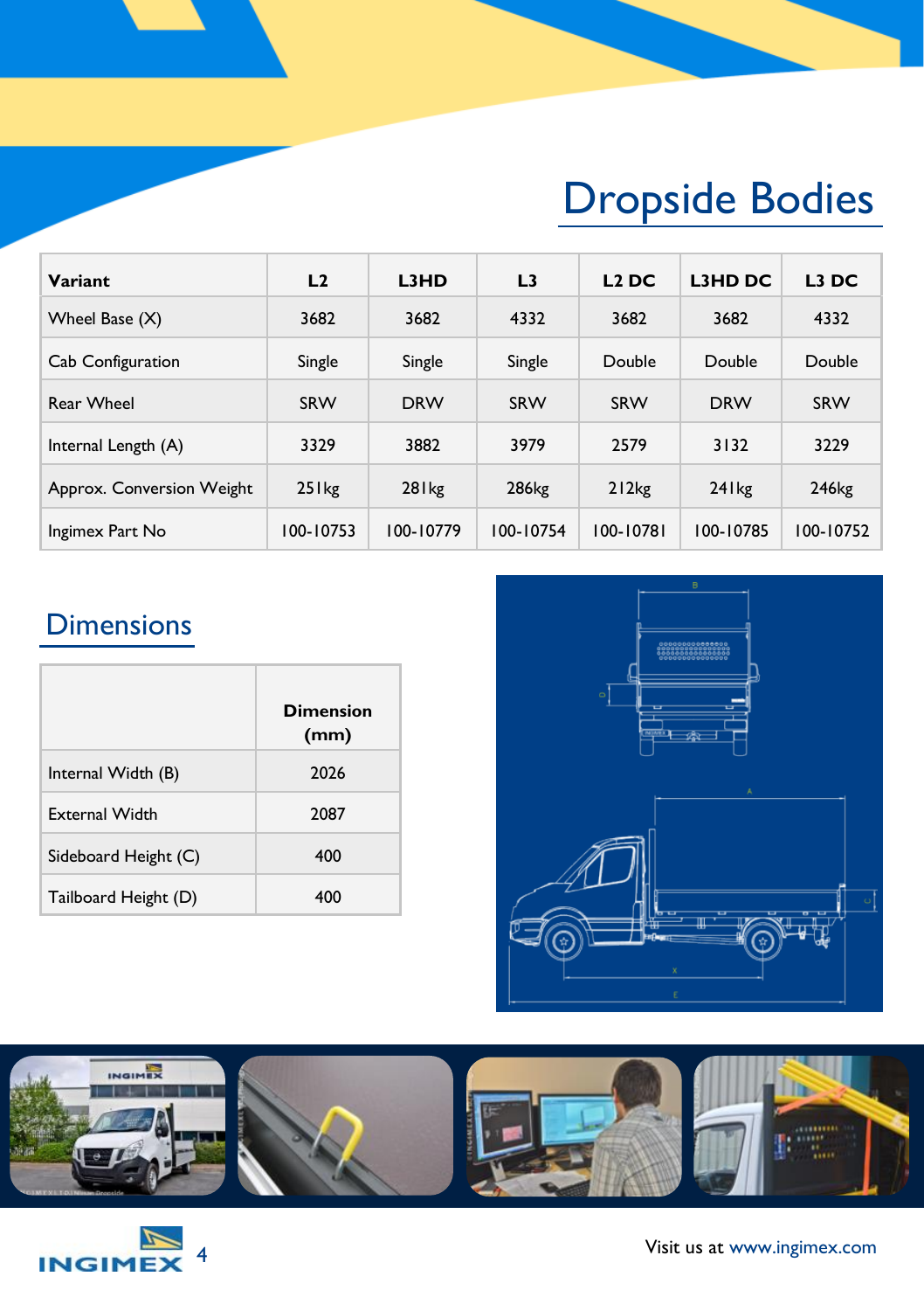# Dropside Bodies

| Variant | L2 | L3HD | L3 | L2 DC | L3HD DC | L3 DC |
|---|---|---|---|---|---|---|
| Wheel Base (X) | 3682 | 3682 | 4332 | 3682 | 3682 | 4332 |
| Cab Configuration | Single | Single | Single | Double | Double | Double |
| Rear Wheel | SRW | DRW | SRW | SRW | DRW | SRW |
| Internal Length (A) | 3329 | 3882 | 3979 | 2579 | 3132 | 3229 |
| Approx. Conversion Weight | 251kg | 281kg | 286kg | 212kg | 241kg | 246kg |
| Ingimex Part No | 100-10753 | 100-10779 | 100-10754 | 100-10781 | 100-10785 | 100-10752 |

## Dimensions

| | Dimension (mm) |
|---|---|
| Internal Width (B) | 2026 |
| External Width | 2087 |
| Sideboard Height (C) | 400 |
| Tailboard Height (D) | 400 |

Visit us at www.ingimex.com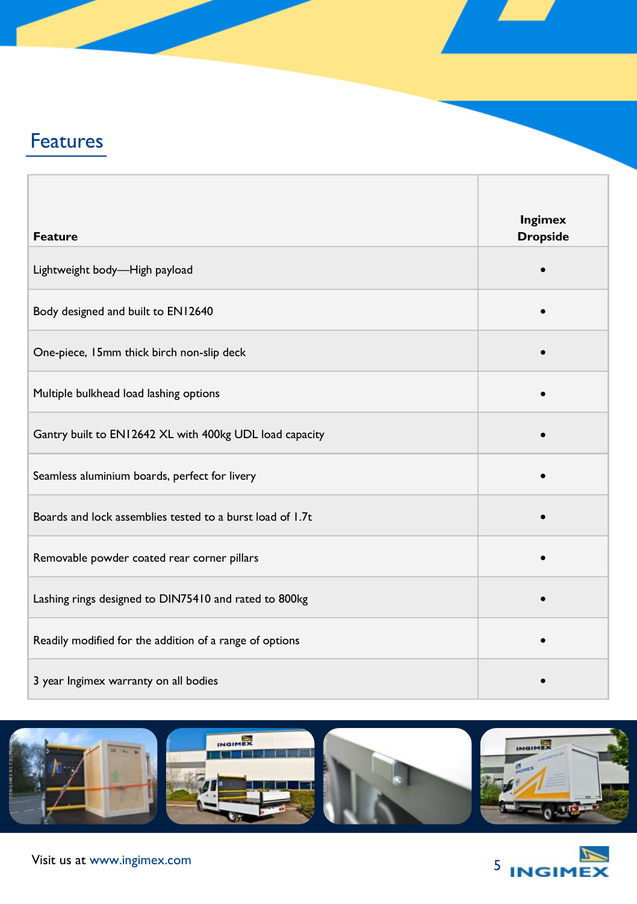## Features

| Feature | Ingimex Dropside |
|---|---|
| Lightweight body—High payload | • |
| Body designed and built to EN12640 | • |
| One-piece, 15mm thick birch non-slip deck | • |
| Multiple bulkhead load lashing options | • |
| Gantry built to EN12642 XL with 400kg UDL load capacity | • |
| Seamless aluminium boards, perfect for livery | • |
| Boards and lock assemblies tested to a burst load of 1.7t | • |
| Removable powder coated rear corner pillars | • |
| Lashing rings designed to DIN75410 and rated to 800kg | • |
| Readily modified for the addition of a range of options | • |
| 3 year Ingimex warranty on all bodies | • |

Visit us at www.ingimex.com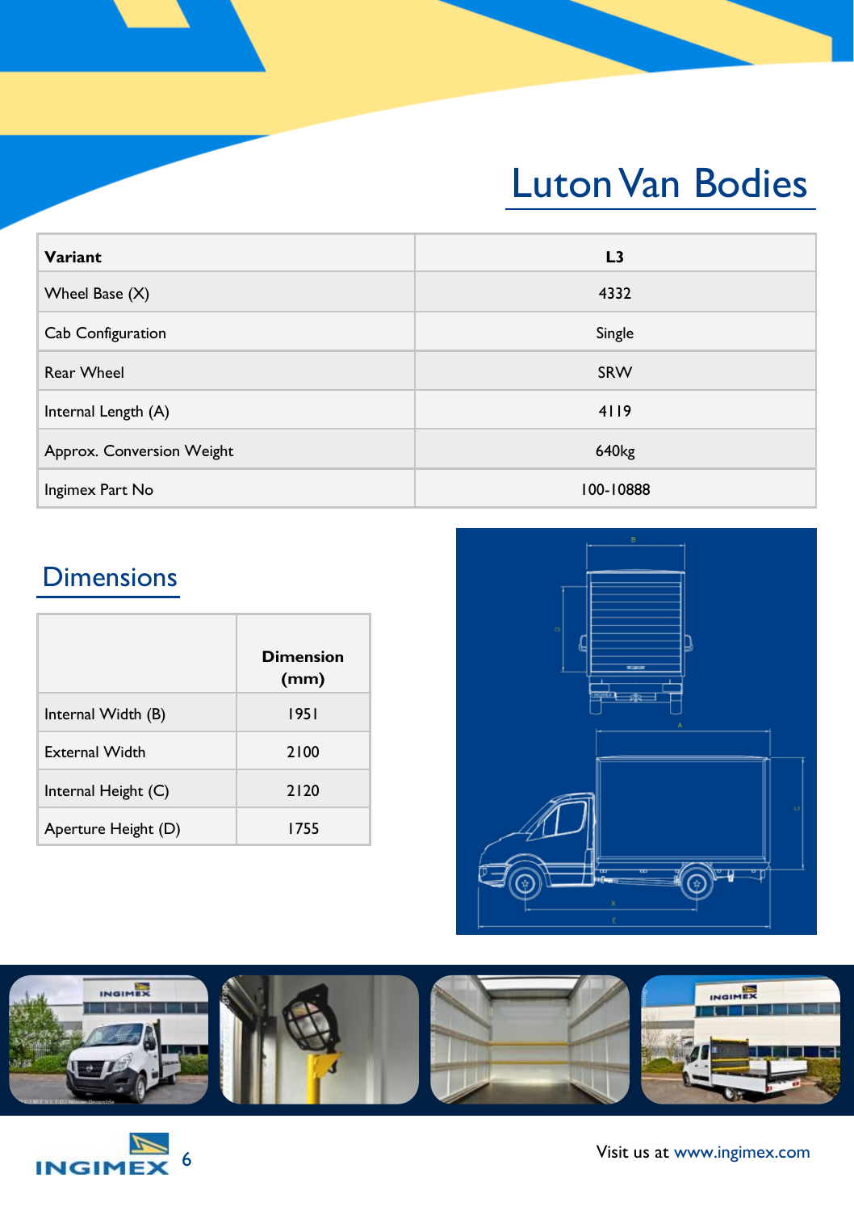# Luton Van Bodies

| Variant | L3 |
|---|---|
| Wheel Base (X) | 4332 |
| Cab Configuration | Single |
| Rear Wheel | SRW |
| Internal Length (A) | 4119 |
| Approx. Conversion Weight | 640kg |
| Ingimex Part No | 100-10888 |

## Dimensions

| | Dimension (mm) |
|---|---|
| Internal Width (B) | 1951 |
| External Width | 2100 |
| Internal Height (C) | 2120 |
| Aperture Height (D) | 1755 |

Visit us at www.ingimex.com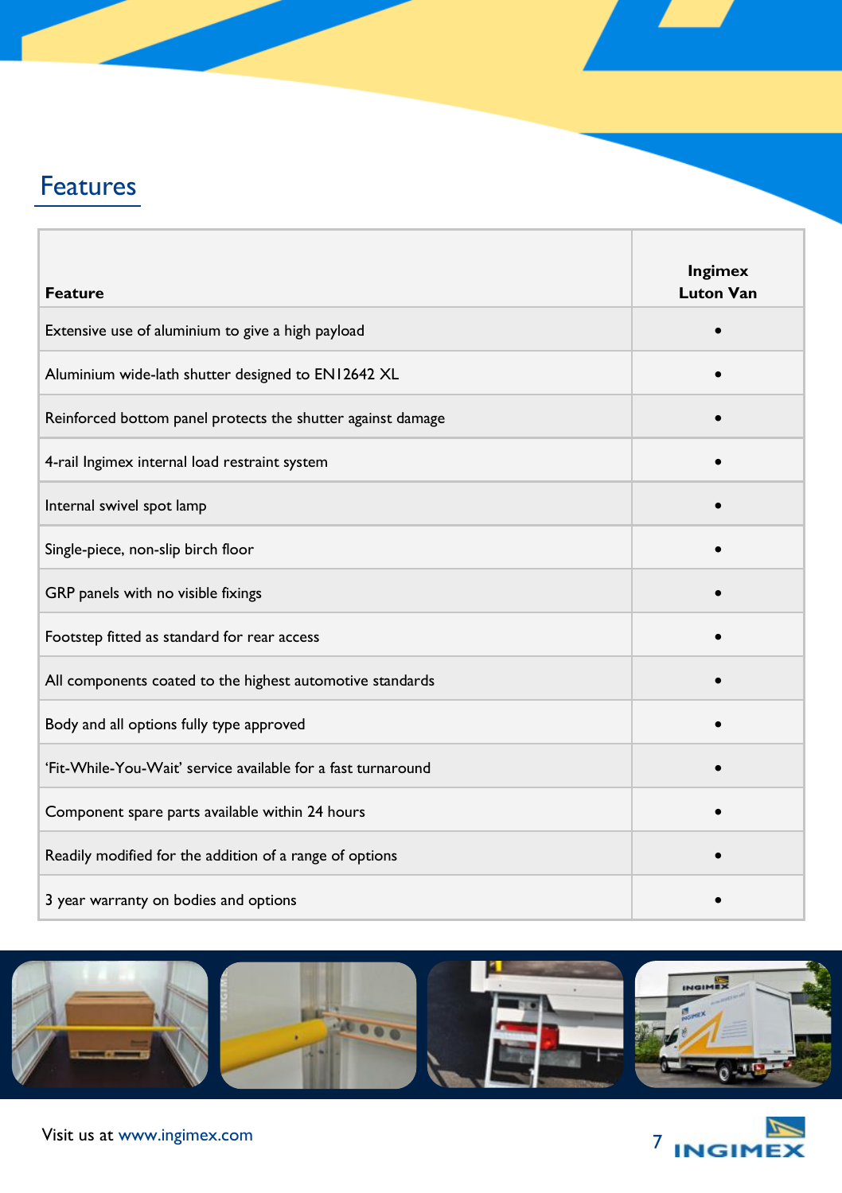## Features

| Feature | Ingimex Luton Van |
|---|---|
| Extensive use of aluminium to give a high payload | • |
| Aluminium wide-lath shutter designed to EN12642 XL | • |
| Reinforced bottom panel protects the shutter against damage | • |
| 4-rail Ingimex internal load restraint system | • |
| Internal swivel spot lamp | • |
| Single-piece, non-slip birch floor | • |
| GRP panels with no visible fixings | • |
| Footstep fitted as standard for rear access | • |
| All components coated to the highest automotive standards | • |
| Body and all options fully type approved | • |
| 'Fit-While-You-Wait' service available for a fast turnaround | • |
| Component spare parts available within 24 hours | • |
| Readily modified for the addition of a range of options | • |
| 3 year warranty on bodies and options | • |

Visit us at www.ingimex.com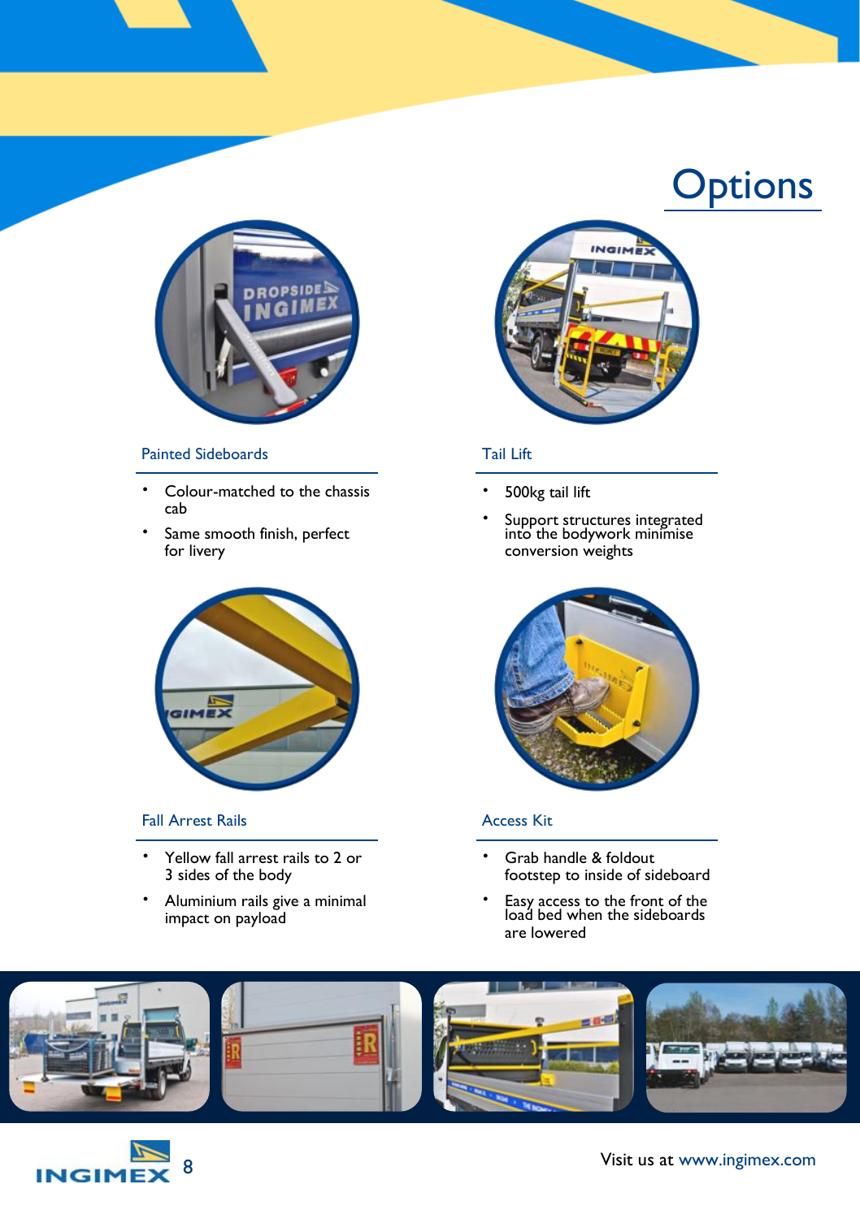# Options

## Painted Sideboards

- Colour-matched to the chassis cab
- Same smooth finish, perfect for livery

## Tail Lift

- 500kg tail lift
- Support structures integrated into the bodywork minimise conversion weights

## Fall Arrest Rails

- Yellow fall arrest rails to 2 or 3 sides of the body
- Aluminium rails give a minimal impact on payload

## Access Kit

- Grab handle & foldout footstep to inside of sideboard
- Easy access to the front of the load bed when the sideboards are lowered

Visit us at www.ingimex.com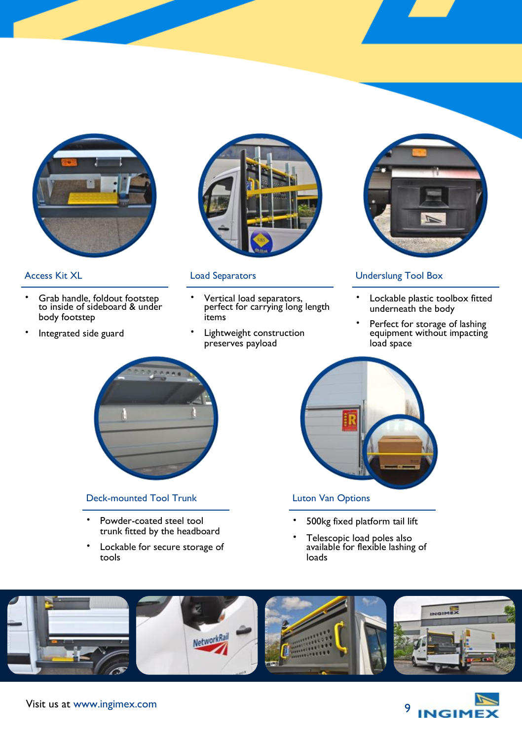## Access Kit XL

- Grab handle, foldout footstep to inside of sideboard & under body footstep
- Integrated side guard

## Load Separators

- Vertical load separators, perfect for carrying long length items
- Lightweight construction preserves payload

## Underslung Tool Box

- Lockable plastic toolbox fitted underneath the body
- Perfect for storage of lashing equipment without impacting load space

## Deck-mounted Tool Trunk

- Powder-coated steel tool trunk fitted by the headboard
- Lockable for secure storage of tools

## Luton Van Options

- 500kg fixed platform tail lift
- Telescopic load poles also available for flexible lashing of loads

Visit us at www.ingimex.com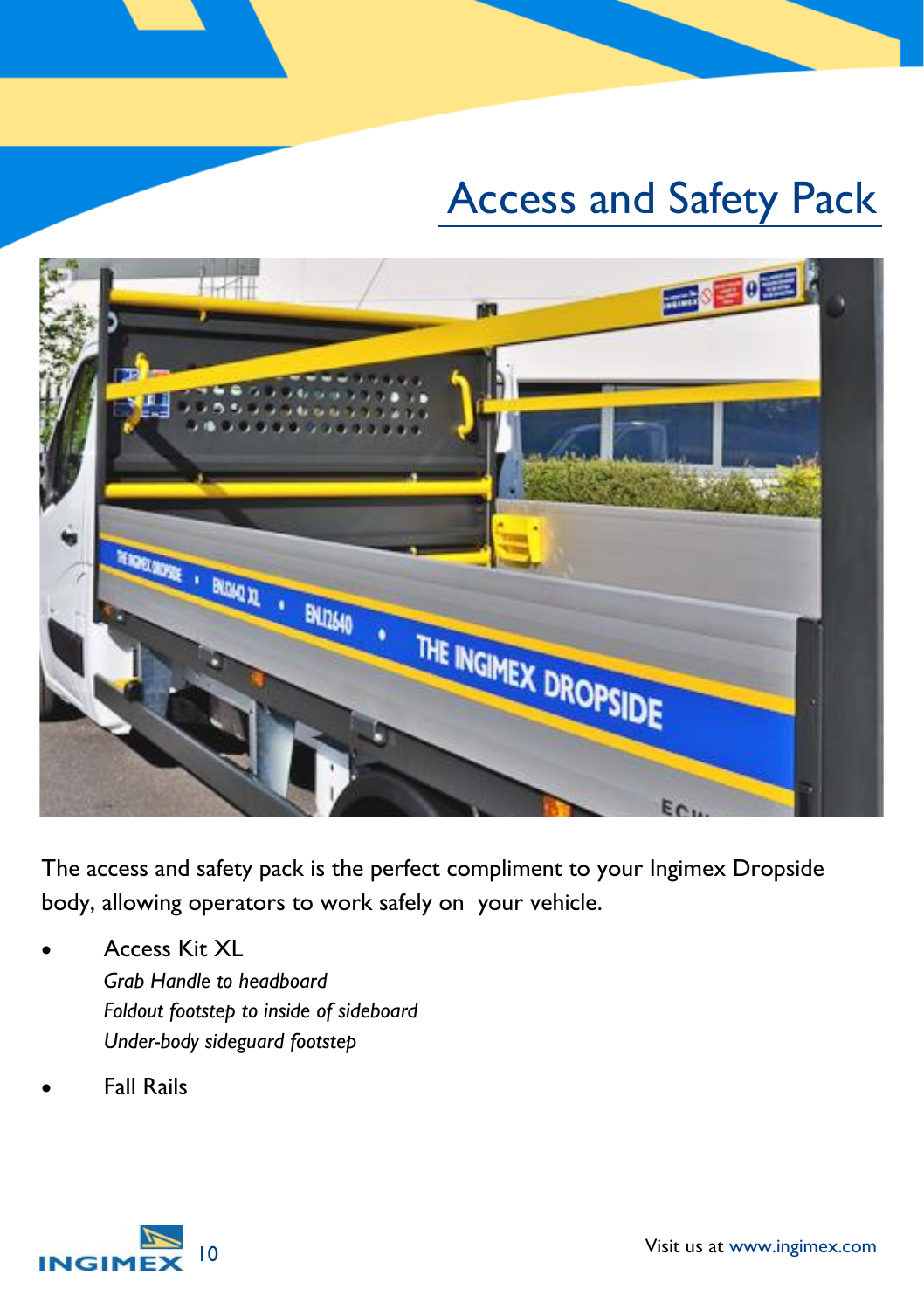# Access and Safety Pack

The access and safety pack is the perfect compliment to your Ingimex Dropside body, allowing operators to work safely on  your vehicle.

- Access Kit XL
  *Grab Handle to headboard*
  *Foldout footstep to inside of sideboard*
  *Under-body sideguard footstep*
- Fall Rails

Visit us at www.ingimex.com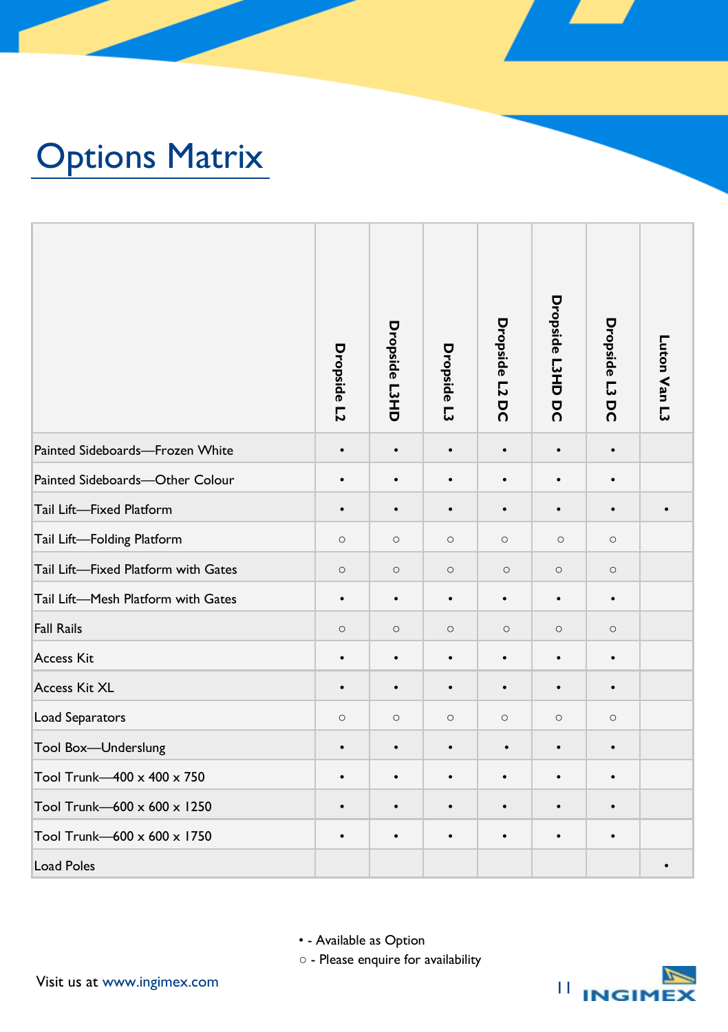# Options Matrix

| | Dropside L2 | Dropside L3HD | Dropside L3 | Dropside L2 DC | Dropside L3HD DC | Dropside L3 DC | Luton Van L3 |
|---|---|---|---|---|---|---|---|
| Painted Sideboards—Frozen White | • | • | • | • | • | • | |
| Painted Sideboards—Other Colour | • | • | • | • | • | • | |
| Tail Lift—Fixed Platform | • | • | • | • | • | • | • |
| Tail Lift—Folding Platform | ○ | ○ | ○ | ○ | ○ | ○ | |
| Tail Lift—Fixed Platform with Gates | ○ | ○ | ○ | ○ | ○ | ○ | |
| Tail Lift—Mesh Platform with Gates | • | • | • | • | • | • | |
| Fall Rails | ○ | ○ | ○ | ○ | ○ | ○ | |
| Access Kit | • | • | • | • | • | • | |
| Access Kit XL | • | • | • | • | • | • | |
| Load Separators | ○ | ○ | ○ | ○ | ○ | ○ | |
| Tool Box—Underslung | • | • | • | • | • | • | |
| Tool Trunk—400 x 400 x 750 | • | • | • | • | • | • | |
| Tool Trunk—600 x 600 x 1250 | • | • | • | • | • | • | |
| Tool Trunk—600 x 600 x 1750 | • | • | • | • | • | • | |
| Load Poles | | | | | | | • |

• - Available as Option

○ - Please enquire for availability

Visit us at www.ingimex.com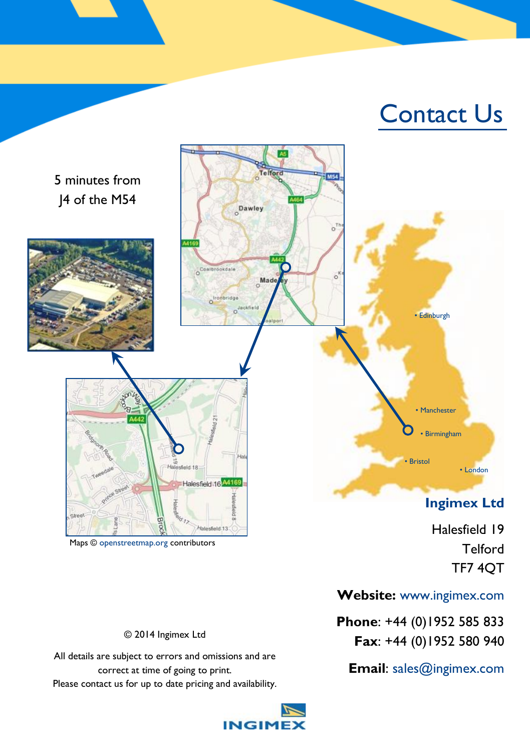# Contact Us

5 minutes from
J4 of the M54

Maps © openstreetmap.org contributors

**Ingimex Ltd**

Halesfield 19
Telford
TF7 4QT

**Website:** www.ingimex.com

**Phone**: +44 (0)1952 585 833
**Fax**: +44 (0)1952 580 940

**Email**: sales@ingimex.com

© 2014 Ingimex Ltd

All details are subject to errors and omissions and are correct at time of going to print.
Please contact us for up to date pricing and availability.